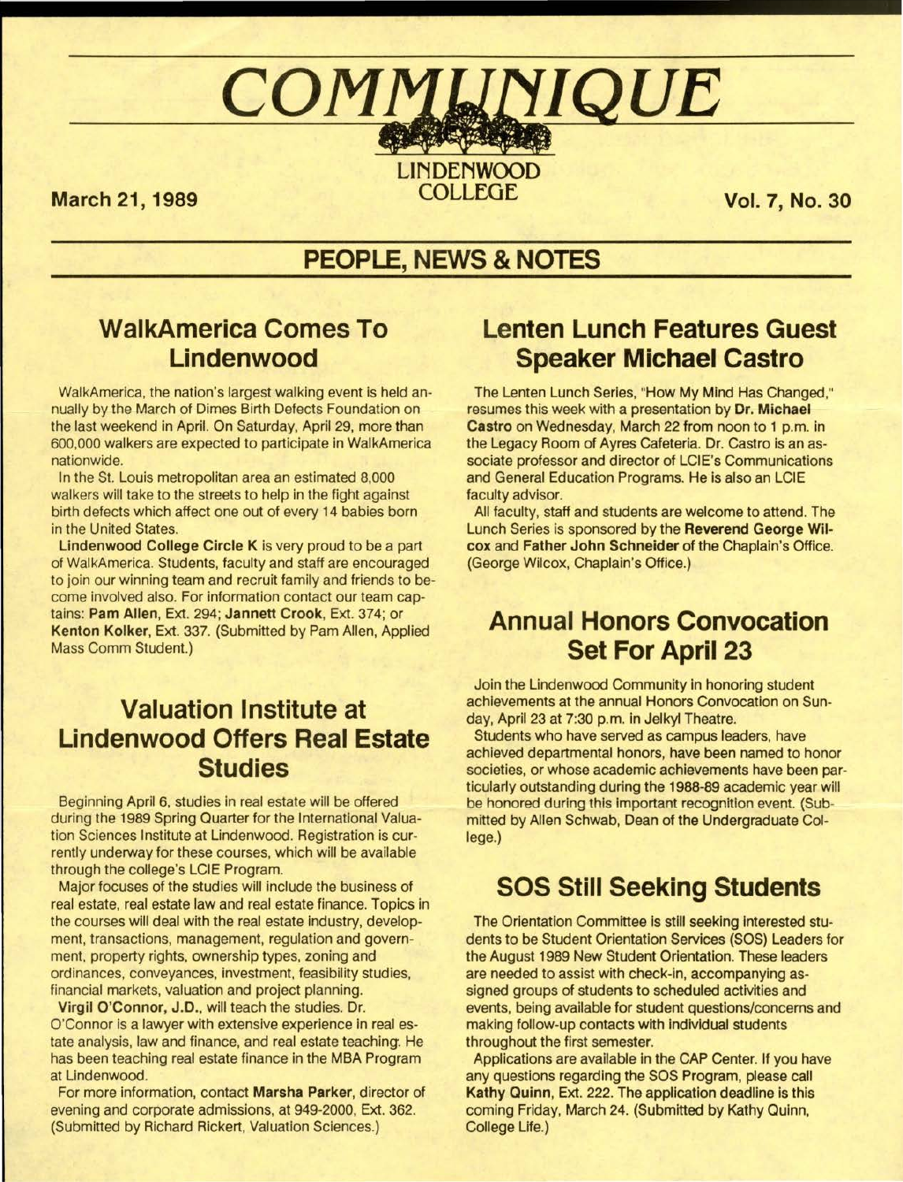# COMMUNIQUE

LINDENWOOD COLLEGE

**March 21, 1989** **Vol. 7, No. 30**

## PEOPLE, NEWS & NOTES

### WalkAmerica Comes To Lindenwood

WalkAmerica, the nation's largest walking event is held annually by the March of Dimes Birth Defects Foundation on the last weekend in April. On Saturday, April 29, more than 600,000 walkers are expected to participate in WalkAmerica nationwide.

In the St. Louis metropolitan area an estimated 8,000 walkers will take to the streets to help in the fight against birth defects which affect one out of every 14 babies born in the United States.

**Lindenwood College Circle K** is very proud to be a part of WalkAmerica. Students, faculty and staff are encouraged to join our winning team and recruit family and friends to become involved also. For information contact our team captains: **Pam Allen**, Ext. 294; **Jannett Crook**, Ext. 374; or **Kenton Kolker**, Ext. 337. (Submitted by Pam Allen, Applied Mass Comm Student.)

### Valuation Institute at Lindenwood Offers Real Estate Studies

Beginning April 6, studies in real estate will be offered during the 1989 Spring Quarter for the International Valuation Sciences Institute at Lindenwood. Registration is currently underway for these courses, which will be available through the college's LCIE Program.

Major focuses of the studies will include the business of real estate, real estate law and real estate finance. Topics in the courses will deal with the real estate industry, development, transactions, management, regulation and government, property rights, ownership types, zoning and ordinances, conveyances, investment, feasibility studies, financial markets, valuation and project planning.

**Virgil O'Connor, J.D.**, will teach the studies. Dr. O'Connor is a lawyer with extensive experience in real estate analysis, law and finance, and real estate teaching. He has been teaching real estate finance in the MBA Program at Lindenwood.

For more information, contact **Marsha Parker**, director of evening and corporate admissions, at 949-2000, Ext. 362. (Submitted by Richard Rickert, Valuation Sciences.)

### Lenten Lunch Features Guest Speaker Michael Castro

The Lenten Lunch Series, "How My Mind Has Changed," resumes this week with a presentation by **Dr. Michael Castro** on Wednesday, March 22 from noon to 1 p.m. in the Legacy Room of Ayres Cafeteria. Dr. Castro is an associate professor and director of LCIE's Communications and General Education Programs. He is also an LCIE faculty advisor.

All faculty, staff and students are welcome to attend. The Lunch Series is sponsored by the **Reverend George Wilcox** and **Father John Schneider** of the Chaplain's Office. (George Wilcox, Chaplain's Office.)

### Annual Honors Convocation Set For April 23

Join the Lindenwood Community in honoring student achievements at the annual Honors Convocation on Sunday, April 23 at 7:30 p.m. in Jelkyl Theatre.

Students who have served as campus leaders, have achieved departmental honors, have been named to honor societies, or whose academic achievements have been particularly outstanding during the 1988-89 academic year will be honored during this important recognition event. (Submitted by Allen Schwab, Dean of the Undergraduate College.)

### SOS Still Seeking Students

The Orientation Committee is still seeking interested students to be Student Orientation Services (SOS) Leaders for the August 1989 New Student Orientation. These leaders are needed to assist with check-in, accompanying assigned groups of students to scheduled activities and events, being available for student questions/concerns and making follow-up contacts with individual students throughout the first semester.

Applications are available in the CAP Center. If you have any questions regarding the SOS Program, please call **Kathy Quinn**, Ext. 222. The application deadline is this coming Friday, March 24. (Submitted by Kathy Quinn, College Life.)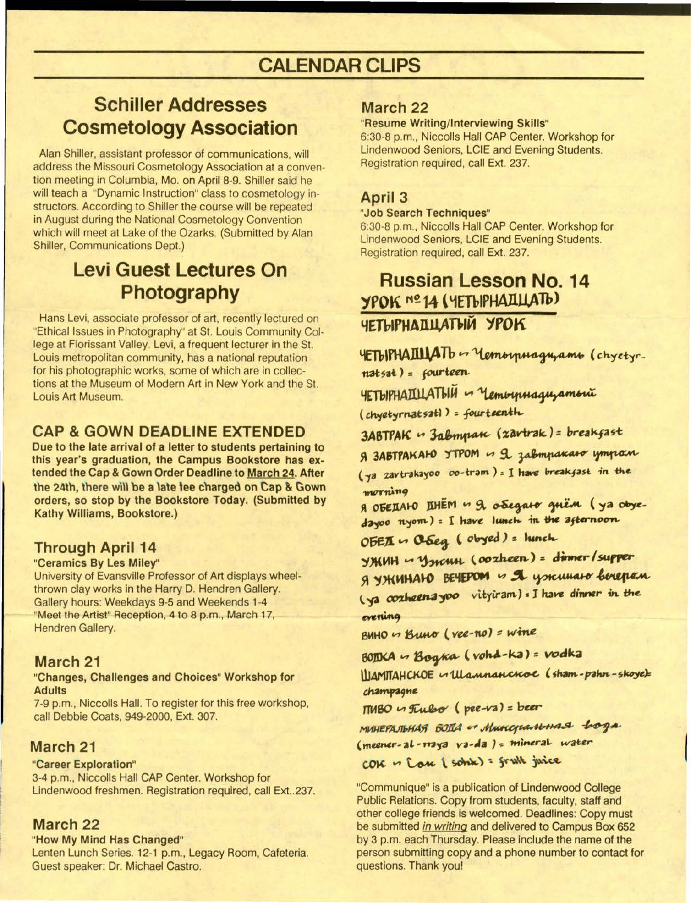# CALENDAR CLIPS

## Schiller Addresses Cosmetology Association

Alan Shiller, assistant professor of communications, will address the Missouri Cosmetology Association at a convention meeting in Columbia, Mo. on April 8-9. Shiller said he will teach a "Dynamic Instruction" class to cosmetology instructors. According to Shiller the course will be repeated in August during the National Cosmetology Convention which will meet at Lake of the Ozarks. (Submitted by Alan Shiller, Communications Dept.)

## Levi Guest Lectures On Photography

Hans Levi, associate professor of art, recently lectured on "Ethical Issues in Photography" at St. Louis Community College at Florissant Valley. Levi, a frequent lecturer in the St. Louis metropolitan community, has a national reputation for his photographic works, some of which are in collections at the Museum of Modern Art in New York and the St. Louis Art Museum.

### CAP & GOWN DEADLINE EXTENDED

**Due to the late arrival of a letter to students pertaining to this year's graduation, the Campus Bookstore has extended the Cap & Gown Order Deadline to March 24. After the 24th, there will be a late fee charged on Cap & Gown orders, so stop by the Bookstore Today. (Submitted by Kathy Williams, Bookstore.)**

### Through April 14

**"Ceramics By Les Miley"**

University of Evansville Professor of Art displays wheel-thrown clay works in the Harry D. Hendren Gallery. Gallery hours: Weekdays 9-5 and Weekends 1-4 "Meet the Artist" Reception, 4 to 8 p.m., March 17, Hendren Gallery.

### March 21

**"Changes, Challenges and Choices" Workshop for Adults**

7-9 p.m., Niccolls Hall. To register for this free workshop, call Debbie Coats, 949-2000, Ext. 307.

### March 21

**"Career Exploration"**

3-4 p.m., Niccolls Hall CAP Center. Workshop for Lindenwood freshmen. Registration required, call Ext..237.

### March 22

**"How My Mind Has Changed"**

Lenten Lunch Series. 12-1 p.m., Legacy Room, Cafeteria. Guest speaker: Dr. Michael Castro.

### March 22

**"Resume Writing/Interviewing Skills"**

6:30-8 p.m., Niccolls Hall CAP Center. Workshop for Lindenwood Seniors, LCIE and Evening Students. Registration required, call Ext. 237.

### April 3

**"Job Search Techniques"**

6:30-8 p.m., Niccolls Hall CAP Center. Workshop for Lindenwood Seniors, LCIE and Evening Students. Registration required, call Ext. 237.

## Russian Lesson No. 14

**УРОК № 14 (ЧЕТЫРНАДЦАТЬ)**

**ЧЕТЫРНАДЦАТЫЙ УРОК**

ЧЕТЫРНАДЦАТЬ ~ Четырнадцать (chyetyrnatsat) = fourteen

ЧЕТЫРНАДЦАТЫЙ ~ Четырнадцатый (chyetyrnatsatl) = fourteenth

ЗАВТРАК ~ Завтрак (zavtrak) = breakfast

Я ЗАВТРАКАЮ УТРОМ ~ Я завтракаю утром (ya zavtrakayoo oo-tram) = I have breakfast in the morning

Я ОБЕДАЮ ДНЁМ ~ Я обедаю днём (ya obyedayoo nyom) = I have lunch in the afternoon

ОБЕД ~ Обед (obyed) = lunch

УЖИН ~ Ужин (oozheen) = dinner/supper

Я УЖИНАЮ ВЕЧЕРОМ ~ Я ужинаю вечером (ya oozheenayoo vityiram) = I have dinner in the evening

ВИНО ~ Вино (vee-no) = wine

ВОДКА ~ Водка (vohd-ka) = vodka

ШАМПАНСКОЕ ~ Шампанское (sham-pahn-skoye) = champagne

ПИВО ~ Пиво (pee-va) = beer

МИНЕРАЛЬНАЯ ВОДА ~ Минеральная вода (meener-al-naya va-da) = mineral water

СОК ~ Сок (sohk) = fruit juice

"Communique" is a publication of Lindenwood College Public Relations. Copy from students, faculty, staff and other college friends is welcomed. Deadlines: Copy must be submitted *in writing* and delivered to Campus Box 652 by 3 p.m. each Thursday. Please include the name of the person submitting copy and a phone number to contact for questions. Thank you!